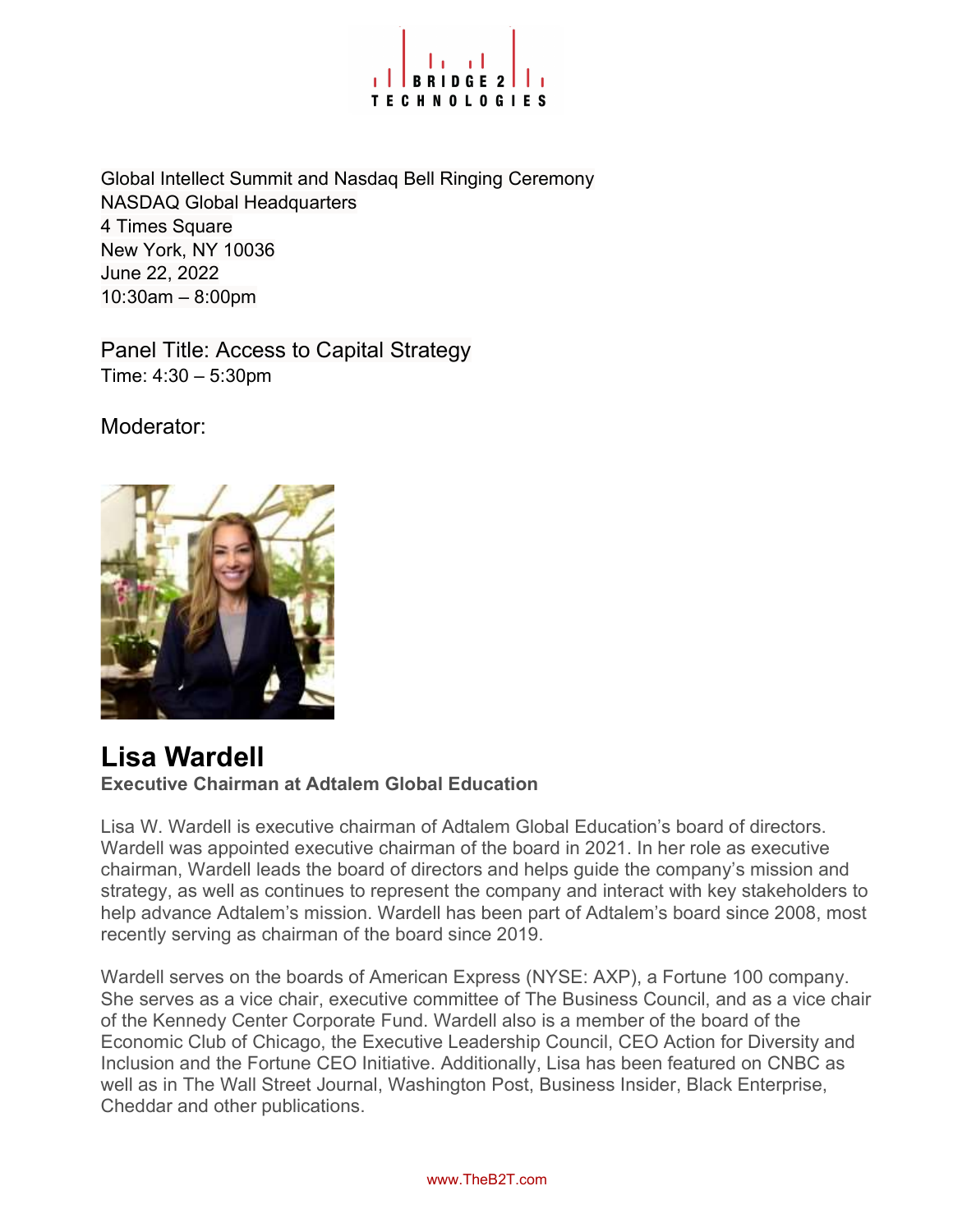Global Intellect Summit and Nasdaq Bell Ringing Ceremony
NASDAQ Global Headquarters
4 Times Square
New York, NY 10036
June 22, 2022
10:30am – 8:00pm

Panel Title: Access to Capital Strategy
Time: 4:30 – 5:30pm

Moderator:

## Lisa Wardell

**Executive Chairman at Adtalem Global Education**

Lisa W. Wardell is executive chairman of Adtalem Global Education's board of directors. Wardell was appointed executive chairman of the board in 2021. In her role as executive chairman, Wardell leads the board of directors and helps guide the company's mission and strategy, as well as continues to represent the company and interact with key stakeholders to help advance Adtalem's mission. Wardell has been part of Adtalem's board since 2008, most recently serving as chairman of the board since 2019.

Wardell serves on the boards of American Express (NYSE: AXP), a Fortune 100 company. She serves as a vice chair, executive committee of The Business Council, and as a vice chair of the Kennedy Center Corporate Fund. Wardell also is a member of the board of the Economic Club of Chicago, the Executive Leadership Council, CEO Action for Diversity and Inclusion and the Fortune CEO Initiative. Additionally, Lisa has been featured on CNBC as well as in The Wall Street Journal, Washington Post, Business Insider, Black Enterprise, Cheddar and other publications.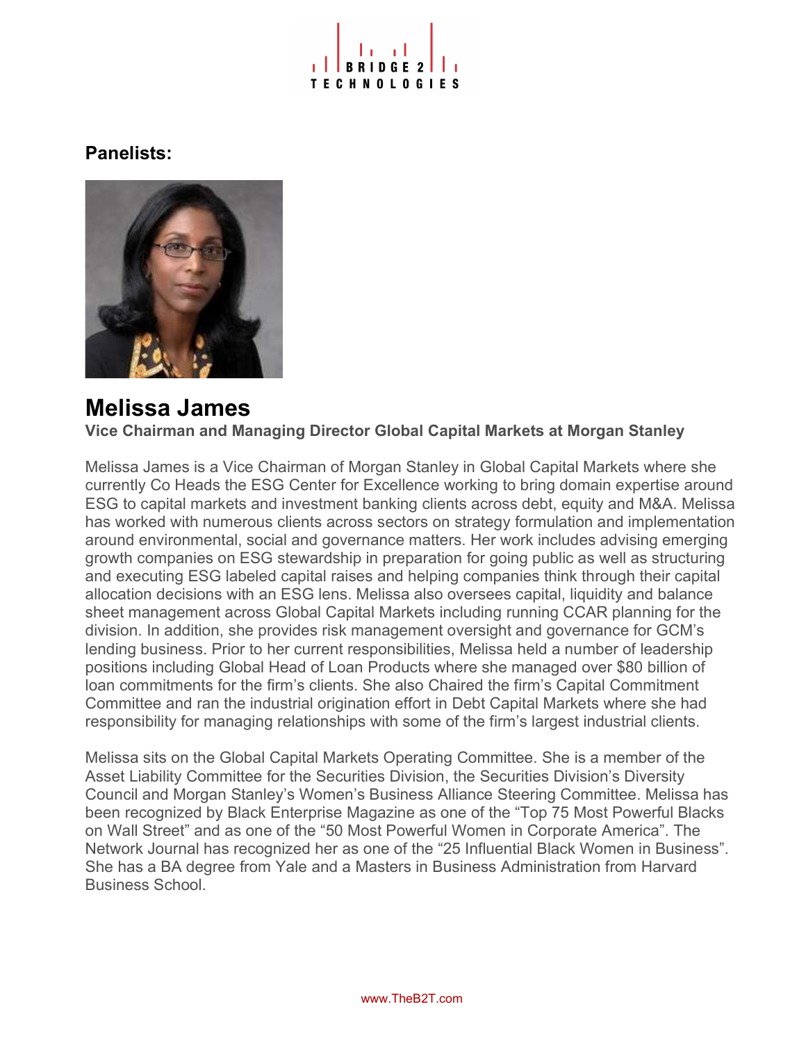**Panelists:**

## Melissa James

**Vice Chairman and Managing Director Global Capital Markets at Morgan Stanley**

Melissa James is a Vice Chairman of Morgan Stanley in Global Capital Markets where she currently Co Heads the ESG Center for Excellence working to bring domain expertise around ESG to capital markets and investment banking clients across debt, equity and M&A. Melissa has worked with numerous clients across sectors on strategy formulation and implementation around environmental, social and governance matters. Her work includes advising emerging growth companies on ESG stewardship in preparation for going public as well as structuring and executing ESG labeled capital raises and helping companies think through their capital allocation decisions with an ESG lens. Melissa also oversees capital, liquidity and balance sheet management across Global Capital Markets including running CCAR planning for the division. In addition, she provides risk management oversight and governance for GCM's lending business. Prior to her current responsibilities, Melissa held a number of leadership positions including Global Head of Loan Products where she managed over $80 billion of loan commitments for the firm's clients. She also Chaired the firm's Capital Commitment Committee and ran the industrial origination effort in Debt Capital Markets where she had responsibility for managing relationships with some of the firm's largest industrial clients.

Melissa sits on the Global Capital Markets Operating Committee. She is a member of the Asset Liability Committee for the Securities Division, the Securities Division's Diversity Council and Morgan Stanley's Women's Business Alliance Steering Committee. Melissa has been recognized by Black Enterprise Magazine as one of the "Top 75 Most Powerful Blacks on Wall Street" and as one of the "50 Most Powerful Women in Corporate America". The Network Journal has recognized her as one of the "25 Influential Black Women in Business". She has a BA degree from Yale and a Masters in Business Administration from Harvard Business School.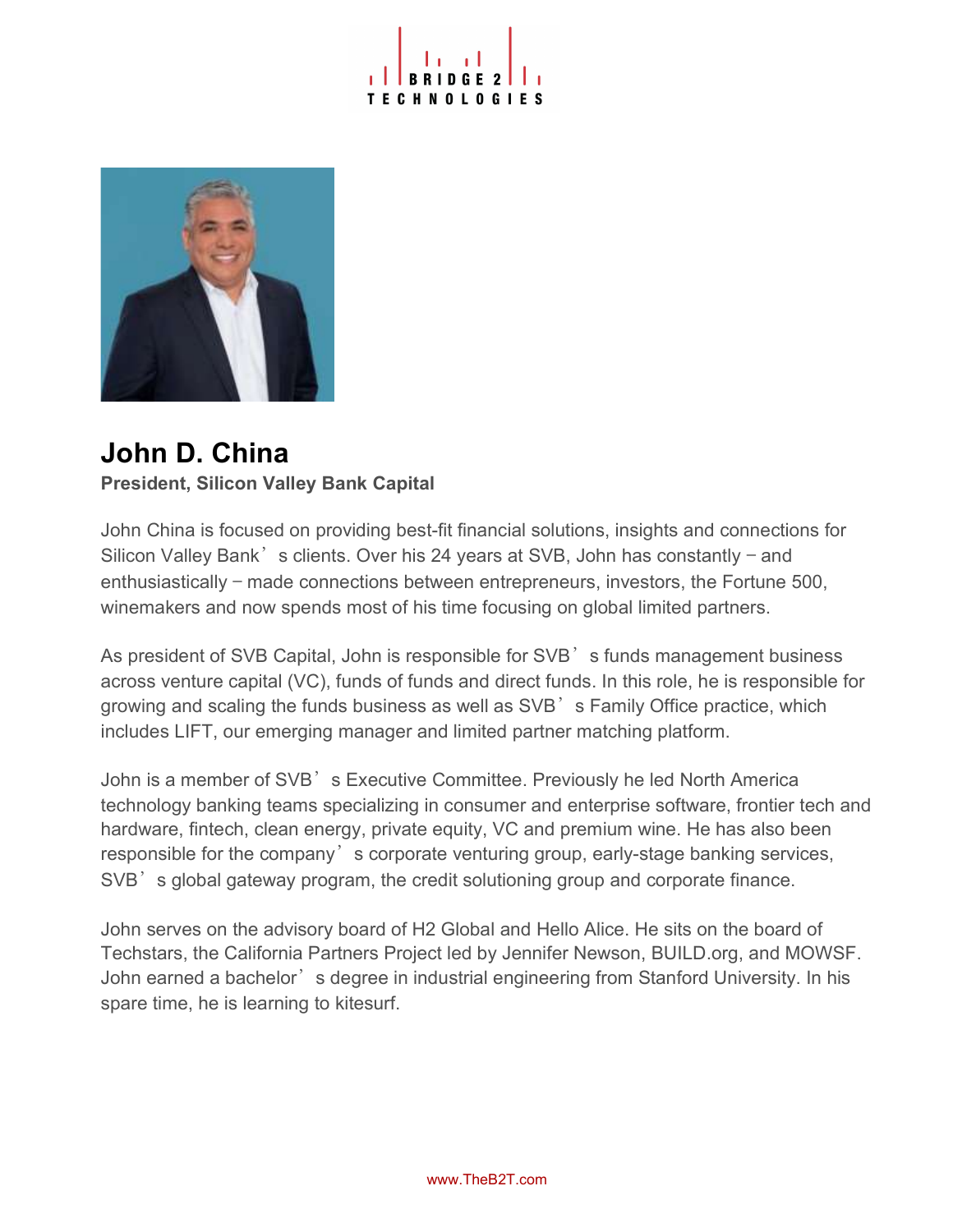# John D. China

**President, Silicon Valley Bank Capital**

John China is focused on providing best-fit financial solutions, insights and connections for Silicon Valley Bank's clients. Over his 24 years at SVB, John has constantly – and enthusiastically – made connections between entrepreneurs, investors, the Fortune 500, winemakers and now spends most of his time focusing on global limited partners.

As president of SVB Capital, John is responsible for SVB's funds management business across venture capital (VC), funds of funds and direct funds. In this role, he is responsible for growing and scaling the funds business as well as SVB's Family Office practice, which includes LIFT, our emerging manager and limited partner matching platform.

John is a member of SVB's Executive Committee. Previously he led North America technology banking teams specializing in consumer and enterprise software, frontier tech and hardware, fintech, clean energy, private equity, VC and premium wine. He has also been responsible for the company's corporate venturing group, early-stage banking services, SVB's global gateway program, the credit solutioning group and corporate finance.

John serves on the advisory board of H2 Global and Hello Alice. He sits on the board of Techstars, the California Partners Project led by Jennifer Newson, BUILD.org, and MOWSF. John earned a bachelor's degree in industrial engineering from Stanford University. In his spare time, he is learning to kitesurf.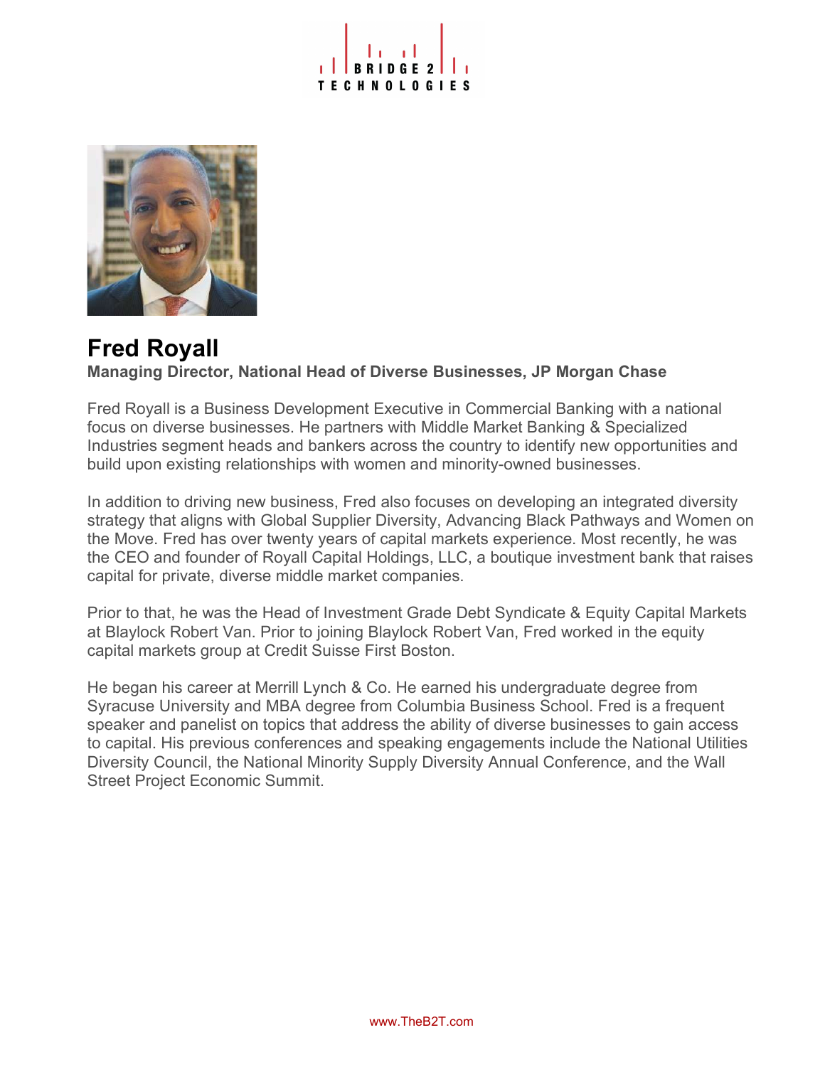# Fred Royall

**Managing Director, National Head of Diverse Businesses, JP Morgan Chase**

Fred Royall is a Business Development Executive in Commercial Banking with a national focus on diverse businesses. He partners with Middle Market Banking & Specialized Industries segment heads and bankers across the country to identify new opportunities and build upon existing relationships with women and minority-owned businesses.

In addition to driving new business, Fred also focuses on developing an integrated diversity strategy that aligns with Global Supplier Diversity, Advancing Black Pathways and Women on the Move. Fred has over twenty years of capital markets experience. Most recently, he was the CEO and founder of Royall Capital Holdings, LLC, a boutique investment bank that raises capital for private, diverse middle market companies.

Prior to that, he was the Head of Investment Grade Debt Syndicate & Equity Capital Markets at Blaylock Robert Van. Prior to joining Blaylock Robert Van, Fred worked in the equity capital markets group at Credit Suisse First Boston.

He began his career at Merrill Lynch & Co. He earned his undergraduate degree from Syracuse University and MBA degree from Columbia Business School. Fred is a frequent speaker and panelist on topics that address the ability of diverse businesses to gain access to capital. His previous conferences and speaking engagements include the National Utilities Diversity Council, the National Minority Supply Diversity Annual Conference, and the Wall Street Project Economic Summit.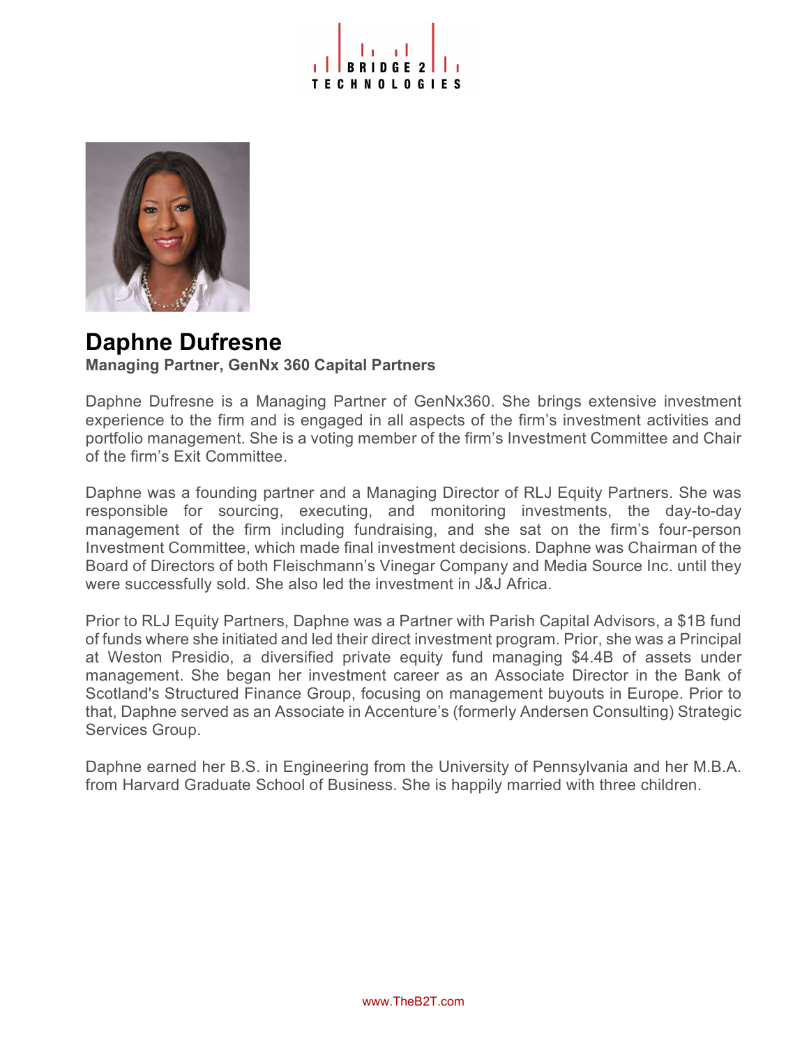# Daphne Dufresne

**Managing Partner, GenNx 360 Capital Partners**

Daphne Dufresne is a Managing Partner of GenNx360. She brings extensive investment experience to the firm and is engaged in all aspects of the firm's investment activities and portfolio management. She is a voting member of the firm's Investment Committee and Chair of the firm's Exit Committee.

Daphne was a founding partner and a Managing Director of RLJ Equity Partners. She was responsible for sourcing, executing, and monitoring investments, the day-to-day management of the firm including fundraising, and she sat on the firm's four-person Investment Committee, which made final investment decisions. Daphne was Chairman of the Board of Directors of both Fleischmann's Vinegar Company and Media Source Inc. until they were successfully sold. She also led the investment in J&J Africa.

Prior to RLJ Equity Partners, Daphne was a Partner with Parish Capital Advisors, a $1B fund of funds where she initiated and led their direct investment program. Prior, she was a Principal at Weston Presidio, a diversified private equity fund managing $4.4B of assets under management. She began her investment career as an Associate Director in the Bank of Scotland's Structured Finance Group, focusing on management buyouts in Europe. Prior to that, Daphne served as an Associate in Accenture's (formerly Andersen Consulting) Strategic Services Group.

Daphne earned her B.S. in Engineering from the University of Pennsylvania and her M.B.A. from Harvard Graduate School of Business. She is happily married with three children.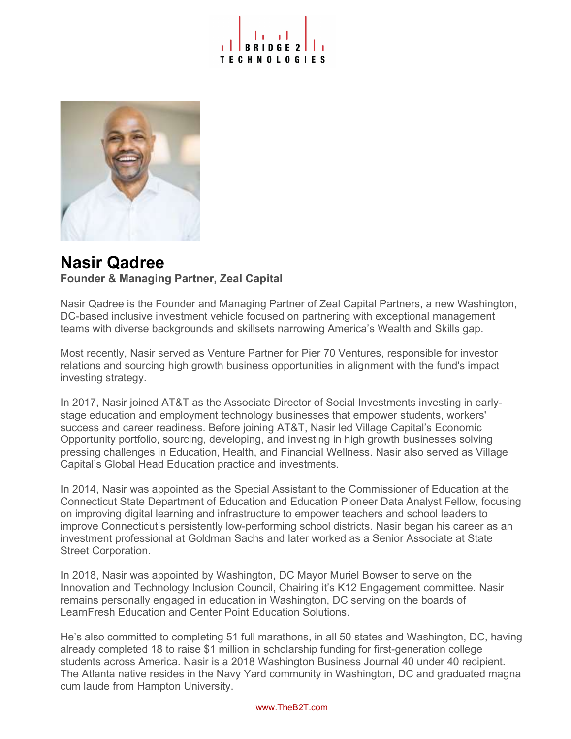# Nasir Qadree

**Founder & Managing Partner, Zeal Capital**

Nasir Qadree is the Founder and Managing Partner of Zeal Capital Partners, a new Washington, DC-based inclusive investment vehicle focused on partnering with exceptional management teams with diverse backgrounds and skillsets narrowing America's Wealth and Skills gap.

Most recently, Nasir served as Venture Partner for Pier 70 Ventures, responsible for investor relations and sourcing high growth business opportunities in alignment with the fund's impact investing strategy.

In 2017, Nasir joined AT&T as the Associate Director of Social Investments investing in early-stage education and employment technology businesses that empower students, workers' success and career readiness. Before joining AT&T, Nasir led Village Capital's Economic Opportunity portfolio, sourcing, developing, and investing in high growth businesses solving pressing challenges in Education, Health, and Financial Wellness. Nasir also served as Village Capital's Global Head Education practice and investments.

In 2014, Nasir was appointed as the Special Assistant to the Commissioner of Education at the Connecticut State Department of Education and Education Pioneer Data Analyst Fellow, focusing on improving digital learning and infrastructure to empower teachers and school leaders to improve Connecticut's persistently low-performing school districts. Nasir began his career as an investment professional at Goldman Sachs and later worked as a Senior Associate at State Street Corporation.

In 2018, Nasir was appointed by Washington, DC Mayor Muriel Bowser to serve on the Innovation and Technology Inclusion Council, Chairing it's K12 Engagement committee. Nasir remains personally engaged in education in Washington, DC serving on the boards of LearnFresh Education and Center Point Education Solutions.

He's also committed to completing 51 full marathons, in all 50 states and Washington, DC, having already completed 18 to raise $1 million in scholarship funding for first-generation college students across America. Nasir is a 2018 Washington Business Journal 40 under 40 recipient. The Atlanta native resides in the Navy Yard community in Washington, DC and graduated magna cum laude from Hampton University.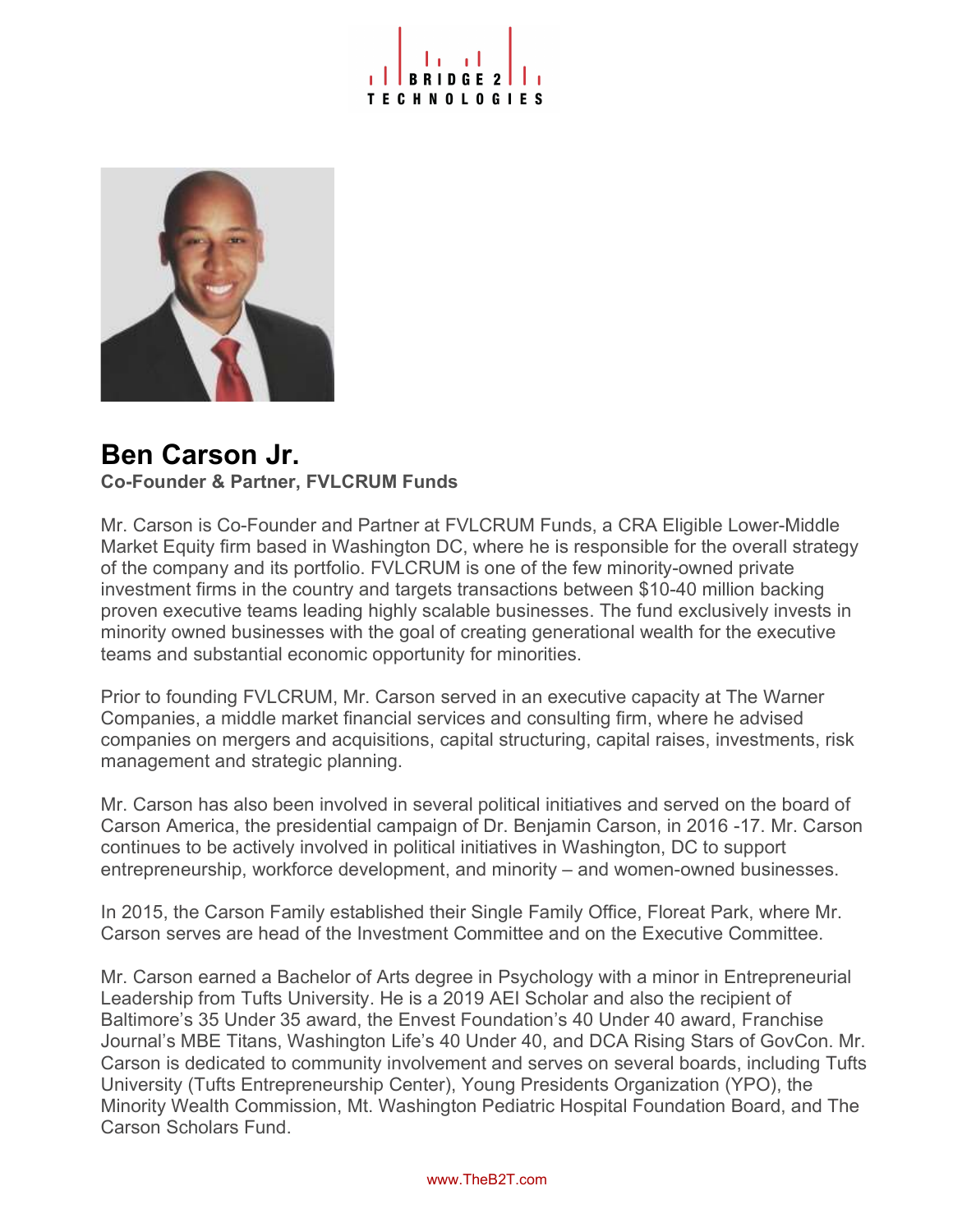# Ben Carson Jr.

**Co-Founder & Partner, FVLCRUM Funds**

Mr. Carson is Co-Founder and Partner at FVLCRUM Funds, a CRA Eligible Lower-Middle Market Equity firm based in Washington DC, where he is responsible for the overall strategy of the company and its portfolio. FVLCRUM is one of the few minority-owned private investment firms in the country and targets transactions between $10-40 million backing proven executive teams leading highly scalable businesses. The fund exclusively invests in minority owned businesses with the goal of creating generational wealth for the executive teams and substantial economic opportunity for minorities.

Prior to founding FVLCRUM, Mr. Carson served in an executive capacity at The Warner Companies, a middle market financial services and consulting firm, where he advised companies on mergers and acquisitions, capital structuring, capital raises, investments, risk management and strategic planning.

Mr. Carson has also been involved in several political initiatives and served on the board of Carson America, the presidential campaign of Dr. Benjamin Carson, in 2016 -17. Mr. Carson continues to be actively involved in political initiatives in Washington, DC to support entrepreneurship, workforce development, and minority – and women-owned businesses.

In 2015, the Carson Family established their Single Family Office, Floreat Park, where Mr. Carson serves are head of the Investment Committee and on the Executive Committee.

Mr. Carson earned a Bachelor of Arts degree in Psychology with a minor in Entrepreneurial Leadership from Tufts University. He is a 2019 AEI Scholar and also the recipient of Baltimore's 35 Under 35 award, the Envest Foundation's 40 Under 40 award, Franchise Journal's MBE Titans, Washington Life's 40 Under 40, and DCA Rising Stars of GovCon. Mr. Carson is dedicated to community involvement and serves on several boards, including Tufts University (Tufts Entrepreneurship Center), Young Presidents Organization (YPO), the Minority Wealth Commission, Mt. Washington Pediatric Hospital Foundation Board, and The Carson Scholars Fund.